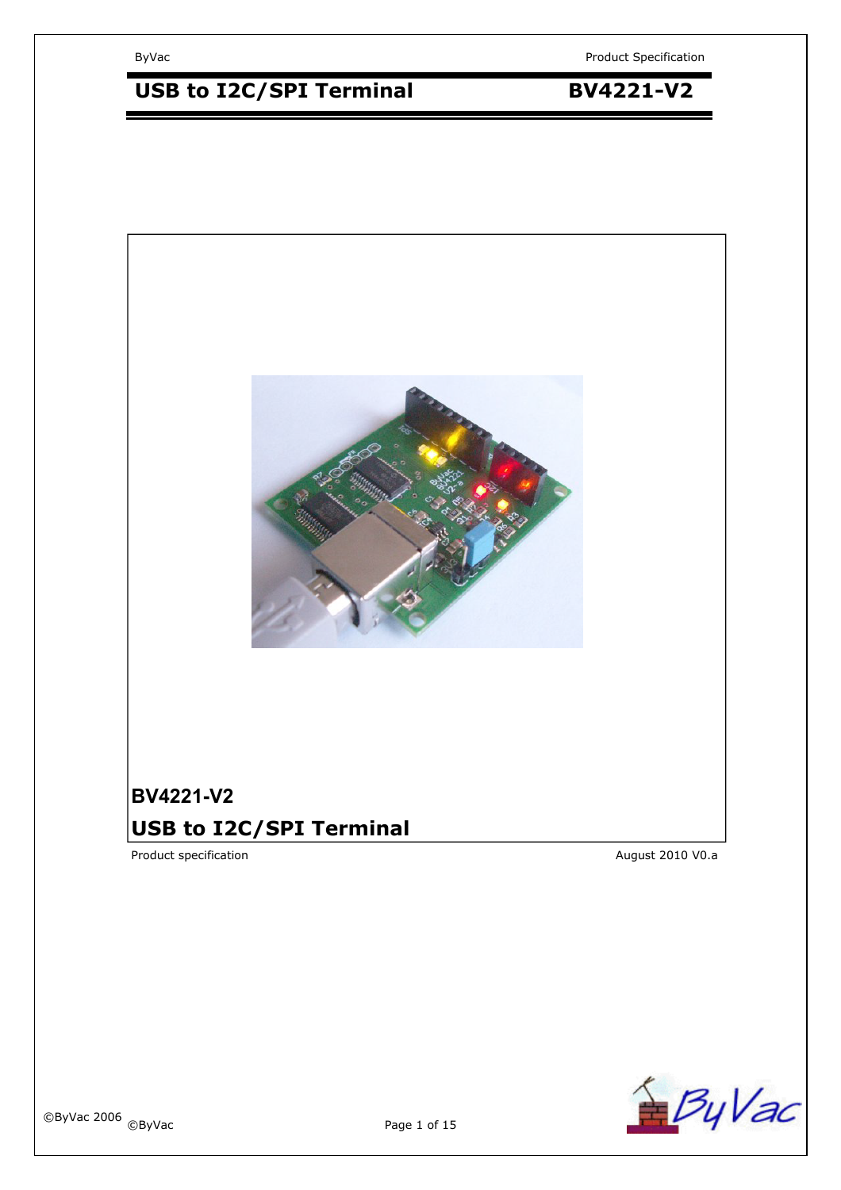# BV4221-V2

## USB to I2C/SPI Terminal

Product specification

August 2010 V0.a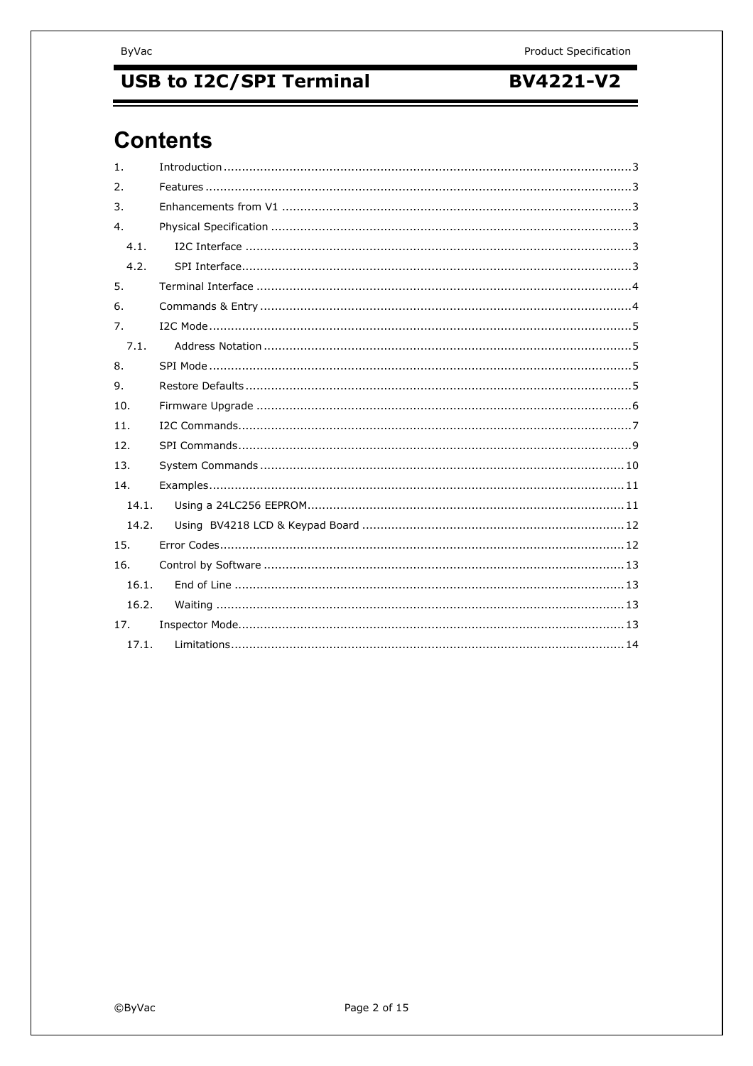# Contents

1. Introduction ........................................................................................................ 3
2. Features ............................................................................................................. 3
3. Enhancements from V1 ........................................................................................ 3
4. Physical Specification ........................................................................................... 3
   - 4.1. I2C Interface .................................................................................................. 3
   - 4.2. SPI Interface.................................................................................................... 3
5. Terminal Interface ............................................................................................... 4
6. Commands & Entry .............................................................................................. 4
7. I2C Mode ............................................................................................................ 5
   - 7.1. Address Notation ............................................................................................. 5
8. SPI Mode ............................................................................................................ 5
9. Restore Defaults .................................................................................................. 5
10. Firmware Upgrade ............................................................................................... 6
11. I2C Commands.................................................................................................... 7
12. SPI Commands.................................................................................................... 9
13. System Commands ............................................................................................ 10
14. Examples.......................................................................................................... 11
    - 14.1. Using a 24LC256 EEPROM............................................................................... 11
    - 14.2. Using BV4218 LCD & Keypad Board ................................................................ 12
15. Error Codes....................................................................................................... 12
16. Control by Software ........................................................................................... 13
    - 16.1. End of Line ................................................................................................... 13
    - 16.2. Waiting ........................................................................................................ 13
17. Inspector Mode.................................................................................................. 13
    - 17.1. Limitations.................................................................................................... 14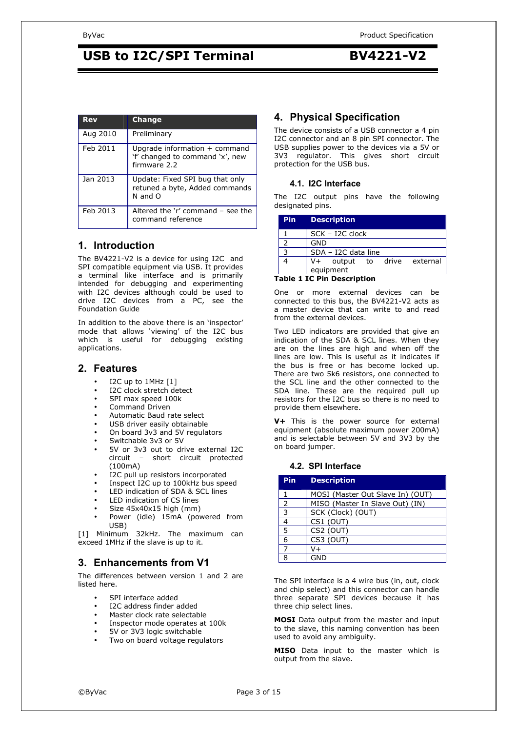# USB to I2C/SPI Terminal BV4221-V2

| Rev | Change |
|---|---|
| Aug 2010 | Preliminary |
| Feb 2011 | Upgrade information + command 'f' changed to command 'x', new firmware 2.2 |
| Jan 2013 | Update: Fixed SPI bug that only retuned a byte, Added commands N and O |
| Feb 2013 | Altered the 'r' command – see the command reference |

## 1. Introduction

The BV4221-V2 is a device for using I2C and SPI compatible equipment via USB. It provides a terminal like interface and is primarily intended for debugging and experimenting with I2C devices although could be used to drive I2C devices from a PC, see the Foundation Guide

In addition to the above there is an 'inspector' mode that allows 'viewing' of the I2C bus which is useful for debugging existing applications.

## 2. Features

- I2C up to 1MHz [1]
- I2C clock stretch detect
- SPI max speed 100k
- Command Driven
- Automatic Baud rate select
- USB driver easily obtainable
- On board 3v3 and 5V regulators
- Switchable 3v3 or 5V
- 5V or 3v3 out to drive external I2C circuit – short circuit protected (100mA)
- I2C pull up resistors incorporated
- Inspect I2C up to 100kHz bus speed
- LED indication of SDA & SCL lines
- LED indication of CS lines
- Size 45x40x15 high (mm)
- Power (idle) 15mA (powered from USB)

[1] Minimum 32kHz. The maximum can exceed 1MHz if the slave is up to it.

## 3. Enhancements from V1

The differences between version 1 and 2 are listed here.

- SPI interface added
- I2C address finder added
- Master clock rate selectable
- Inspector mode operates at 100k
- 5V or 3V3 logic switchable
- Two on board voltage regulators

## 4. Physical Specification

The device consists of a USB connector a 4 pin I2C connector and an 8 pin SPI connector. The USB supplies power to the devices via a 5V or 3V3 regulator. This gives short circuit protection for the USB bus.

### 4.1. I2C Interface

The I2C output pins have the following designated pins.

| Pin | Description |
|---|---|
| 1 | SCK – I2C clock |
| 2 | GND |
| 3 | SDA – I2C data line |
| 4 | V+ output to drive external equipment |

**Table 1 IC Pin Description**

One or more external devices can be connected to this bus, the BV4221-V2 acts as a master device that can write to and read from the external devices.

Two LED indicators are provided that give an indication of the SDA & SCL lines. When they are on the lines are high and when off the lines are low. This is useful as it indicates if the bus is free or has become locked up. There are two 5k6 resistors, one connected to the SCL line and the other connected to the SDA line. These are the required pull up resistors for the I2C bus so there is no need to provide them elsewhere.

**V+** This is the power source for external equipment (absolute maximum power 200mA) and is selectable between 5V and 3V3 by the on board jumper.

### 4.2. SPI Interface

| Pin | Description |
|---|---|
| 1 | MOSI (Master Out Slave In) (OUT) |
| 2 | MISO (Master In Slave Out) (IN) |
| 3 | SCK (Clock) (OUT) |
| 4 | CS1 (OUT) |
| 5 | CS2 (OUT) |
| 6 | CS3 (OUT) |
| 7 | V+ |
| 8 | GND |

The SPI interface is a 4 wire bus (in, out, clock and chip select) and this connector can handle three separate SPI devices because it has three chip select lines.

**MOSI** Data output from the master and input to the slave, this naming convention has been used to avoid any ambiguity.

**MISO** Data input to the master which is output from the slave.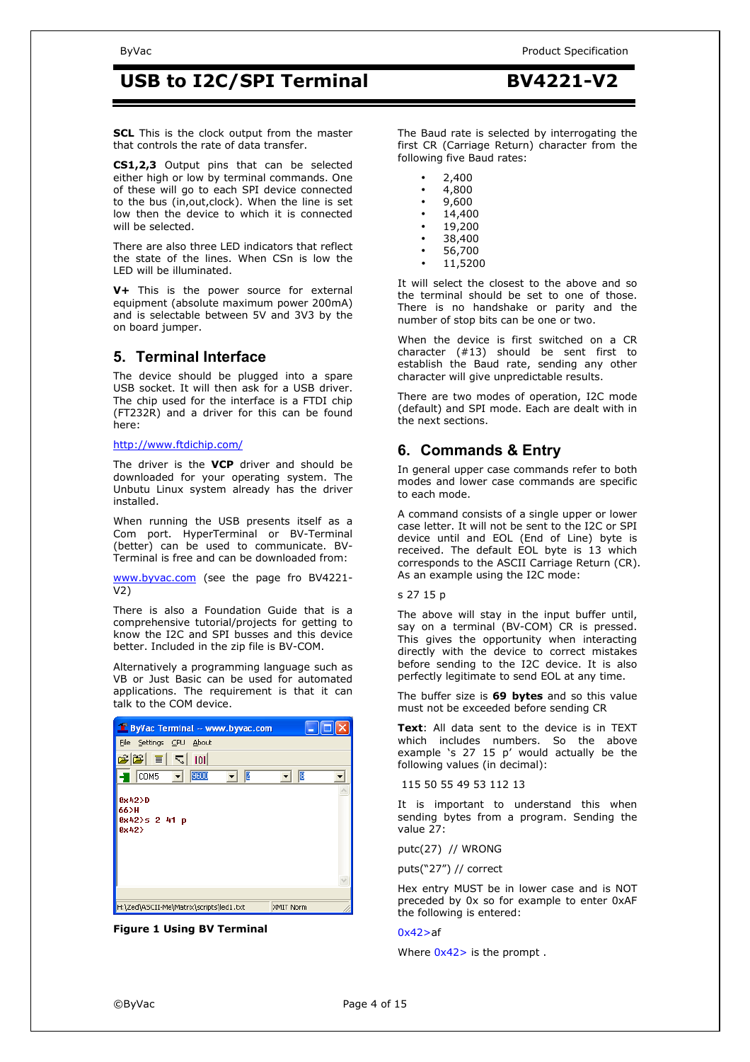**SCL** This is the clock output from the master that controls the rate of data transfer.

**CS1,2,3** Output pins that can be selected either high or low by terminal commands. One of these will go to each SPI device connected to the bus (in,out,clock). When the line is set low then the device to which it is connected will be selected.

There are also three LED indicators that reflect the state of the lines. When CSn is low the LED will be illuminated.

**V+** This is the power source for external equipment (absolute maximum power 200mA) and is selectable between 5V and 3V3 by the on board jumper.

## 5. Terminal Interface

The device should be plugged into a spare USB socket. It will then ask for a USB driver. The chip used for the interface is a FTDI chip (FT232R) and a driver for this can be found here:

http://www.ftdichip.com/

The driver is the **VCP** driver and should be downloaded for your operating system. The Unbutu Linux system already has the driver installed.

When running the USB presents itself as a Com port. HyperTerminal or BV-Terminal (better) can be used to communicate. BV-Terminal is free and can be downloaded from:

www.byvac.com (see the page fro BV4221-V2)

There is also a Foundation Guide that is a comprehensive tutorial/projects for getting to know the I2C and SPI busses and this device better. Included in the zip file is BV-COM.

Alternatively a programming language such as VB or Just Basic can be used for automated applications. The requirement is that it can talk to the COM device.

**Figure 1 Using BV Terminal**

The Baud rate is selected by interrogating the first CR (Carriage Return) character from the following five Baud rates:

- 2,400
- 4,800
- 9,600
- 14,400
- 19,200
- 38,400
- 56,700
- 11,5200

It will select the closest to the above and so the terminal should be set to one of those. There is no handshake or parity and the number of stop bits can be one or two.

When the device is first switched on a CR character (#13) should be sent first to establish the Baud rate, sending any other character will give unpredictable results.

There are two modes of operation, I2C mode (default) and SPI mode. Each are dealt with in the next sections.

## 6. Commands & Entry

In general upper case commands refer to both modes and lower case commands are specific to each mode.

A command consists of a single upper or lower case letter. It will not be sent to the I2C or SPI device until and EOL (End of Line) byte is received. The default EOL byte is 13 which corresponds to the ASCII Carriage Return (CR). As an example using the I2C mode:

s 27 15 p

The above will stay in the input buffer until, say on a terminal (BV-COM) CR is pressed. This gives the opportunity when interacting directly with the device to correct mistakes before sending to the I2C device. It is also perfectly legitimate to send EOL at any time.

The buffer size is **69 bytes** and so this value must not be exceeded before sending CR

**Text**: All data sent to the device is in TEXT which includes numbers. So the above example 's 27 15 p' would actually be the following values (in decimal):

115 50 55 49 53 112 13

It is important to understand this when sending bytes from a program. Sending the value 27:

putc(27) // WRONG

puts("27") // correct

Hex entry MUST be in lower case and is NOT preceded by 0x for example to enter 0xAF the following is entered:

0x42>af

Where 0x42> is the prompt .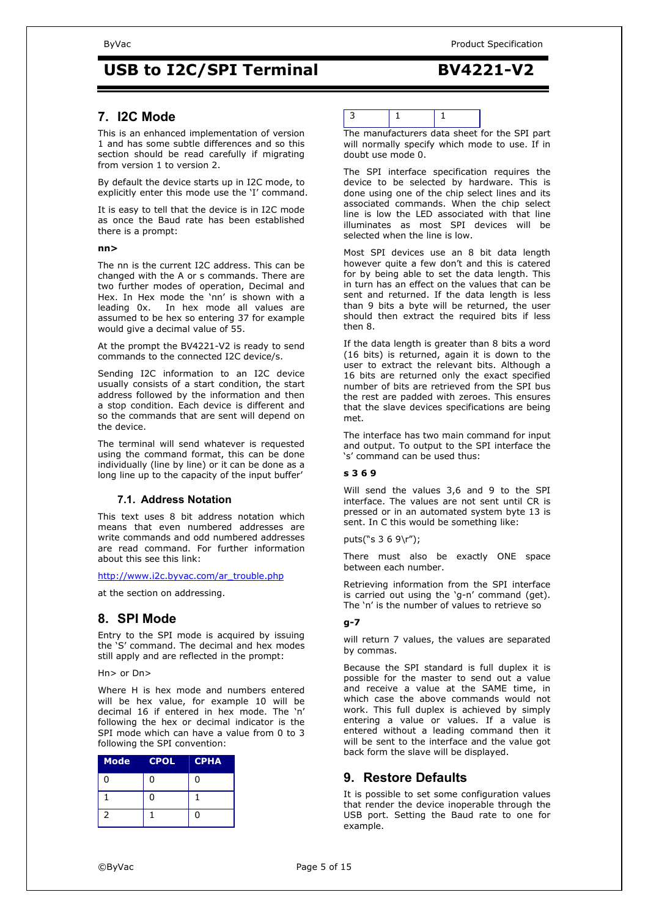## 7. I2C Mode

This is an enhanced implementation of version 1 and has some subtle differences and so this section should be read carefully if migrating from version 1 to version 2.

By default the device starts up in I2C mode, to explicitly enter this mode use the 'I' command.

It is easy to tell that the device is in I2C mode as once the Baud rate has been established there is a prompt:

**nn>**

The nn is the current I2C address. This can be changed with the A or s commands. There are two further modes of operation, Decimal and Hex. In Hex mode the 'nn' is shown with a leading 0x. In hex mode all values are assumed to be hex so entering 37 for example would give a decimal value of 55.

At the prompt the BV4221-V2 is ready to send commands to the connected I2C device/s.

Sending I2C information to an I2C device usually consists of a start condition, the start address followed by the information and then a stop condition. Each device is different and so the commands that are sent will depend on the device.

The terminal will send whatever is requested using the command format, this can be done individually (line by line) or it can be done as a long line up to the capacity of the input buffer'

### 7.1. Address Notation

This text uses 8 bit address notation which means that even numbered addresses are write commands and odd numbered addresses are read command. For further information about this see this link:

http://www.i2c.byvac.com/ar_trouble.php

at the section on addressing.

## 8. SPI Mode

Entry to the SPI mode is acquired by issuing the 'S' command. The decimal and hex modes still apply and are reflected in the prompt:

Hn> or Dn>

Where H is hex mode and numbers entered will be hex value, for example 10 will be decimal 16 if entered in hex mode. The 'n' following the hex or decimal indicator is the SPI mode which can have a value from 0 to 3 following the SPI convention:

| Mode | CPOL | CPHA |
|---|---|---|
| 0 | 0 | 0 |
| 1 | 0 | 1 |
| 2 | 1 | 0 |
| 3 | 1 | 1 |

The manufacturers data sheet for the SPI part will normally specify which mode to use. If in doubt use mode 0.

The SPI interface specification requires the device to be selected by hardware. This is done using one of the chip select lines and its associated commands. When the chip select line is low the LED associated with that line illuminates as most SPI devices will be selected when the line is low.

Most SPI devices use an 8 bit data length however quite a few don't and this is catered for by being able to set the data length. This in turn has an effect on the values that can be sent and returned. If the data length is less than 9 bits a byte will be returned, the user should then extract the required bits if less then 8.

If the data length is greater than 8 bits a word (16 bits) is returned, again it is down to the user to extract the relevant bits. Although a 16 bits are returned only the exact specified number of bits are retrieved from the SPI bus the rest are padded with zeroes. This ensures that the slave devices specifications are being met.

The interface has two main command for input and output. To output to the SPI interface the 's' command can be used thus:

**s 3 6 9**

Will send the values 3,6 and 9 to the SPI interface. The values are not sent until CR is pressed or in an automated system byte 13 is sent. In C this would be something like:

puts("s 3 6 9\r");

There must also be exactly ONE space between each number.

Retrieving information from the SPI interface is carried out using the 'g-n' command (get). The 'n' is the number of values to retrieve so

**g-7**

will return 7 values, the values are separated by commas.

Because the SPI standard is full duplex it is possible for the master to send out a value and receive a value at the SAME time, in which case the above commands would not work. This full duplex is achieved by simply entering a value or values. If a value is entered without a leading command then it will be sent to the interface and the value got back form the slave will be displayed.

## 9. Restore Defaults

It is possible to set some configuration values that render the device inoperable through the USB port. Setting the Baud rate to one for example.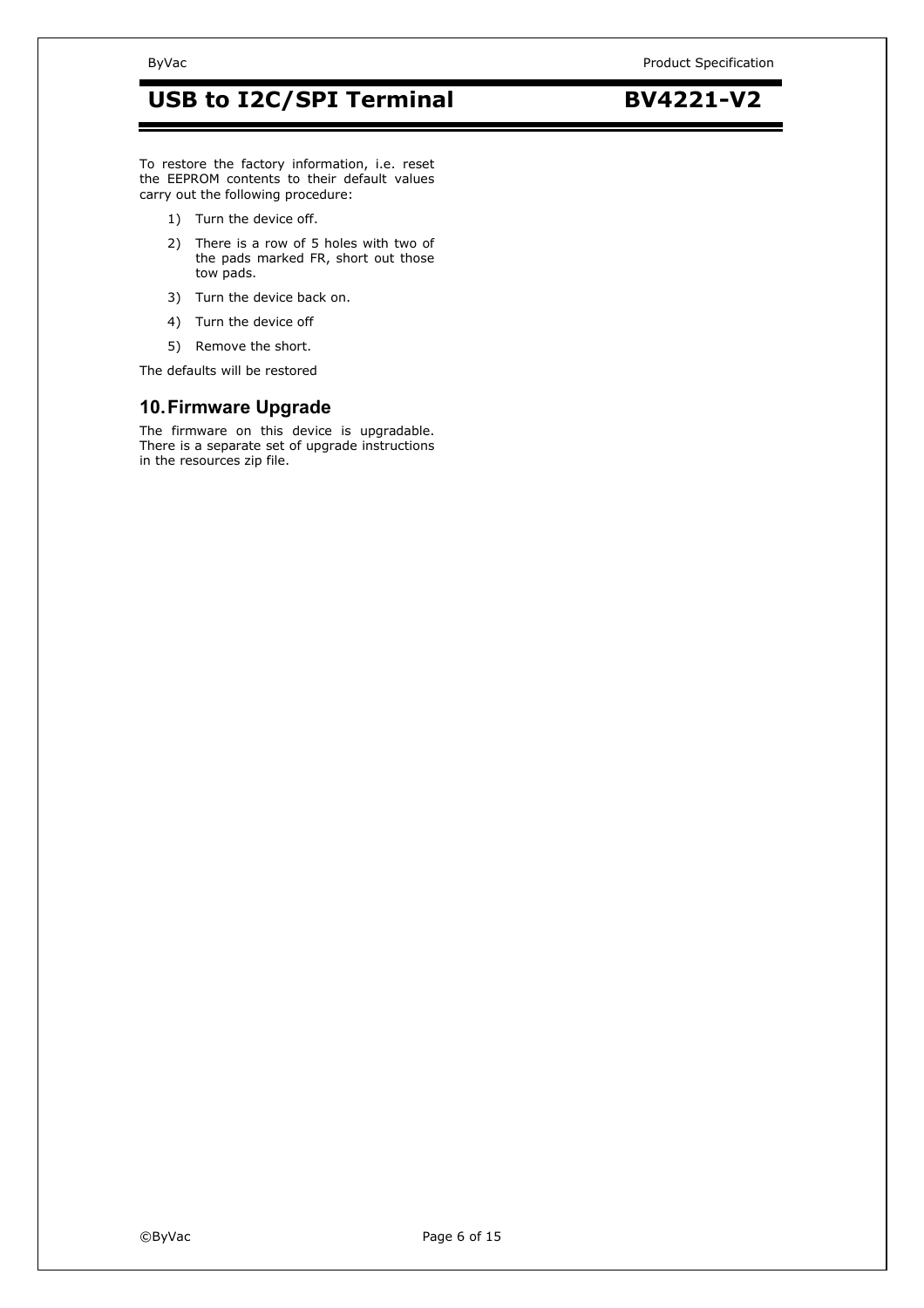To restore the factory information, i.e. reset the EEPROM contents to their default values carry out the following procedure:

1) Turn the device off.
2) There is a row of 5 holes with two of the pads marked FR, short out those tow pads.
3) Turn the device back on.
4) Turn the device off
5) Remove the short.

The defaults will be restored

## 10. Firmware Upgrade

The firmware on this device is upgradable. There is a separate set of upgrade instructions in the resources zip file.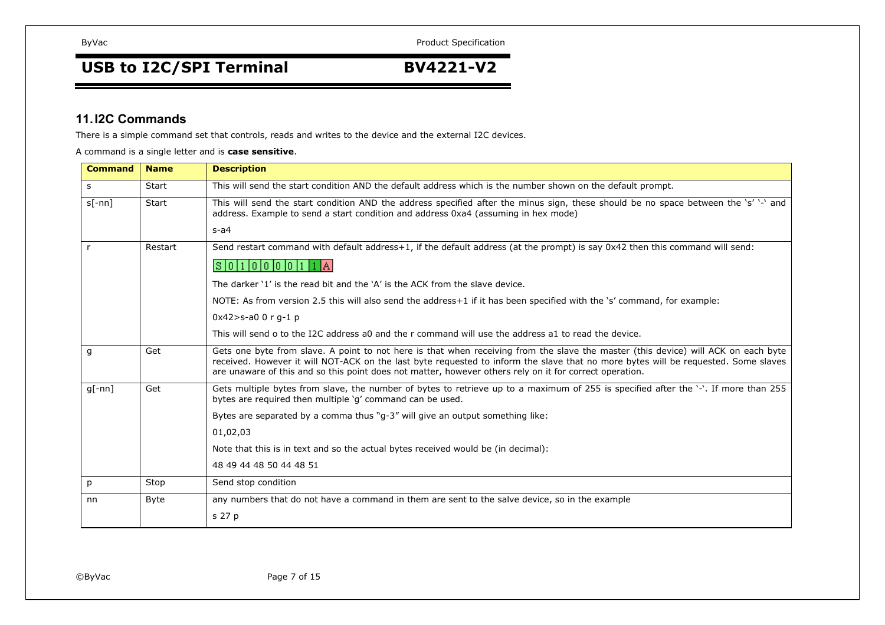## 11. I2C Commands

There is a simple command set that controls, reads and writes to the device and the external I2C devices.

A command is a single letter and is **case sensitive**.

| Command | Name | Description |
|---|---|---|
| s | Start | This will send the start condition AND the default address which is the number shown on the default prompt. |
| s[-nn] | Start | This will send the start condition AND the address specified after the minus sign, these should be no space between the 's' '-' and address. Example to send a start condition and address 0xa4 (assuming in hex mode)<br><br>s-a4 |
| r | Restart | Send restart command with default address+1, if the default address (at the prompt) is say 0x42 then this command will send:<br><br>S 0 1 0 0 0 0 1 1 A<br><br>The darker '1' is the read bit and the 'A' is the ACK from the slave device.<br><br>NOTE: As from version 2.5 this will also send the address+1 if it has been specified with the 's' command, for example:<br><br>0x42>s-a0 0 r g-1 p<br><br>This will send o to the I2C address a0 and the r command will use the address a1 to read the device. |
| g | Get | Gets one byte from slave. A point to not here is that when receiving from the slave the master (this device) will ACK on each byte received. However it will NOT-ACK on the last byte requested to inform the slave that no more bytes will be requested. Some slaves are unaware of this and so this point does not matter, however others rely on it for correct operation. |
| g[-nn] | Get | Gets multiple bytes from slave, the number of bytes to retrieve up to a maximum of 255 is specified after the '-'. If more than 255 bytes are required then multiple 'g' command can be used.<br><br>Bytes are separated by a comma thus "g-3" will give an output something like:<br><br>01,02,03<br><br>Note that this is in text and so the actual bytes received would be (in decimal):<br><br>48 49 44 48 50 44 48 51 |
| p | Stop | Send stop condition |
| nn | Byte | any numbers that do not have a command in them are sent to the salve device, so in the example<br><br>s 27 p |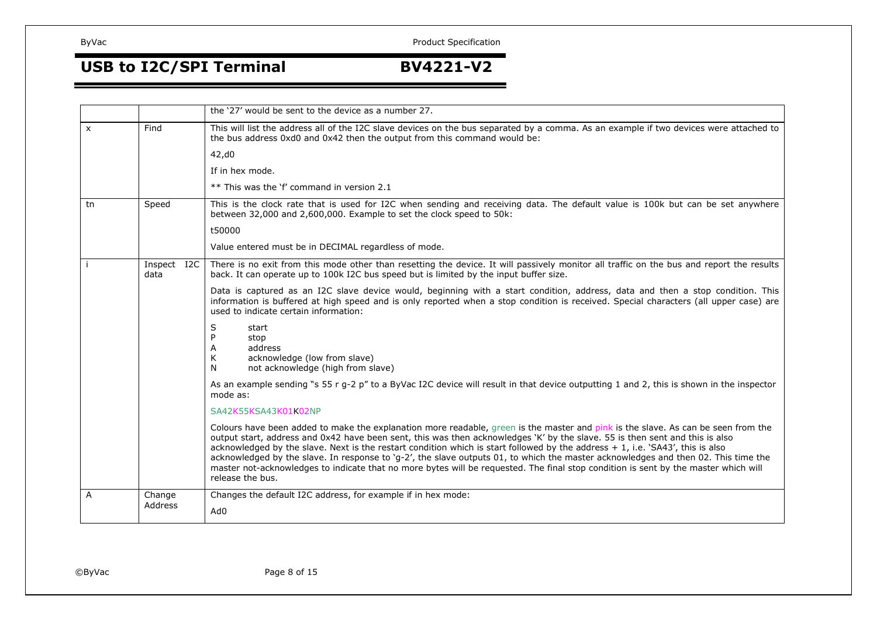| | | |
|---|---|---|
| | | the '27' would be sent to the device as a number 27. |
| x | Find | This will list the address all of the I2C slave devices on the bus separated by a comma. As an example if two devices were attached to the bus address 0xd0 and 0x42 then the output from this command would be:<br><br>42,d0<br><br>If in hex mode.<br><br>** This was the 'f' command in version 2.1 |
| tn | Speed | This is the clock rate that is used for I2C when sending and receiving data. The default value is 100k but can be set anywhere between 32,000 and 2,600,000. Example to set the clock speed to 50k:<br><br>t50000<br><br>Value entered must be in DECIMAL regardless of mode. |
| i | Inspect I2C data | There is no exit from this mode other than resetting the device. It will passively monitor all traffic on the bus and report the results back. It can operate up to 100k I2C bus speed but is limited by the input buffer size.<br><br>Data is captured as an I2C slave device would, beginning with a start condition, address, data and then a stop condition. This information is buffered at high speed and is only reported when a stop condition is received. Special characters (all upper case) are used to indicate certain information:<br><br>S start<br>P stop<br>A address<br>K acknowledge (low from slave)<br>N not acknowledge (high from slave)<br><br>As an example sending "s 55 r g-2 p" to a ByVac I2C device will result in that device outputting 1 and 2, this is shown in the inspector mode as:<br><br>SA42K55KSA43K01K02NP<br><br>Colours have been added to make the explanation more readable, green is the master and pink is the slave. As can be seen from the output start, address and 0x42 have been sent, this was then acknowledges 'K' by the slave. 55 is then sent and this is also acknowledged by the slave. Next is the restart condition which is start followed by the address + 1, i.e. 'SA43', this is also acknowledged by the slave. In response to 'g-2', the slave outputs 01, to which the master acknowledges and then 02. This time the master not-acknowledges to indicate that no more bytes will be requested. The final stop condition is sent by the master which will release the bus. |
| A | Change Address | Changes the default I2C address, for example if in hex mode:<br><br>Ad0 |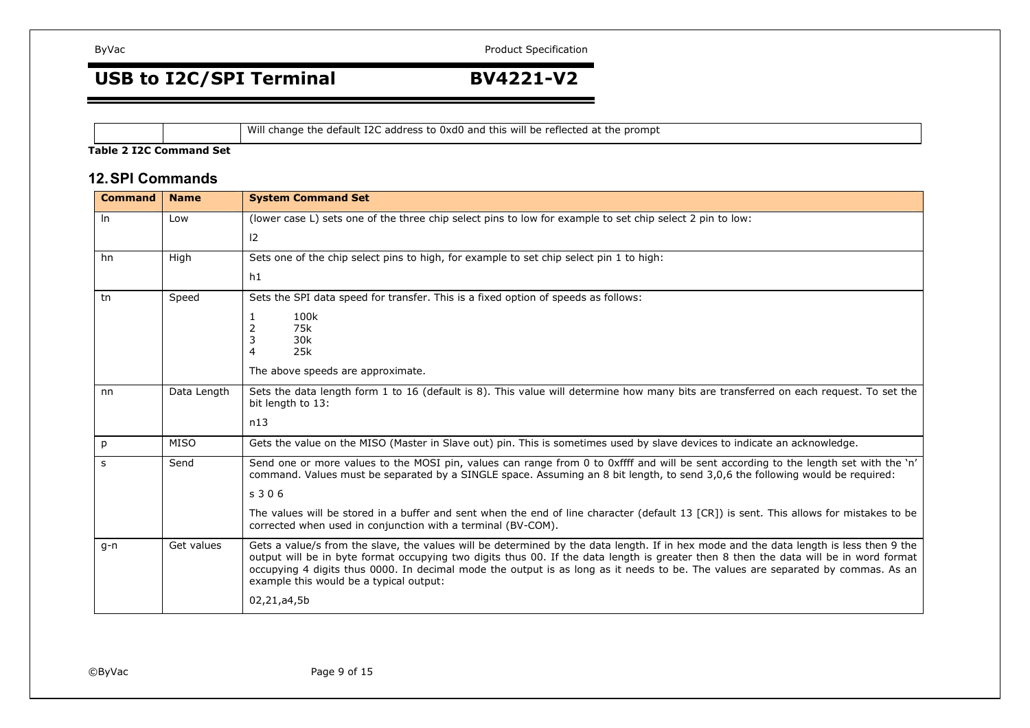| | | Will change the default I2C address to 0xd0 and this will be reflected at the prompt |
|---|---|---|

**Table 2 I2C Command Set**

## 12. SPI Commands

| Command | Name | System Command Set |
|---|---|---|
| ln | Low | (lower case L) sets one of the three chip select pins to low for example to set chip select 2 pin to low:<br><br>l2 |
| hn | High | Sets one of the chip select pins to high, for example to set chip select pin 1 to high:<br><br>h1 |
| tn | Speed | Sets the SPI data speed for transfer. This is a fixed option of speeds as follows:<br><br>1 100k<br>2 75k<br>3 30k<br>4 25k<br><br>The above speeds are approximate. |
| nn | Data Length | Sets the data length form 1 to 16 (default is 8). This value will determine how many bits are transferred on each request. To set the bit length to 13:<br><br>n13 |
| p | MISO | Gets the value on the MISO (Master in Slave out) pin. This is sometimes used by slave devices to indicate an acknowledge. |
| s | Send | Send one or more values to the MOSI pin, values can range from 0 to 0xffff and will be sent according to the length set with the 'n' command. Values must be separated by a SINGLE space. Assuming an 8 bit length, to send 3,0,6 the following would be required:<br><br>s 3 0 6<br><br>The values will be stored in a buffer and sent when the end of line character (default 13 [CR]) is sent. This allows for mistakes to be corrected when used in conjunction with a terminal (BV-COM). |
| g-n | Get values | Gets a value/s from the slave, the values will be determined by the data length. If in hex mode and the data length is less then 9 the output will be in byte format occupying two digits thus 00. If the data length is greater then 8 then the data will be in word format occupying 4 digits thus 0000. In decimal mode the output is as long as it needs to be. The values are separated by commas. As an example this would be a typical output:<br><br>02,21,a4,5b |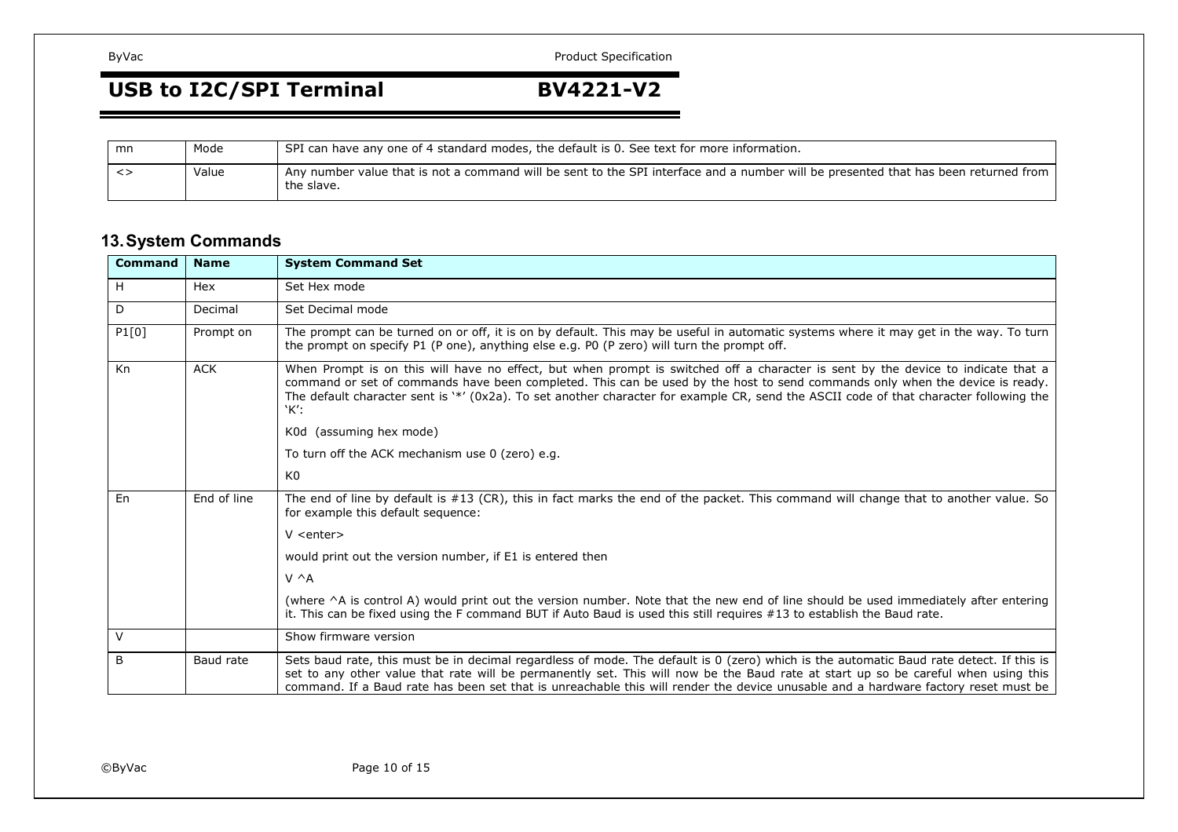| mn | Mode | SPI can have any one of 4 standard modes, the default is 0. See text for more information. |
|---|---|---|
| <> | Value | Any number value that is not a command will be sent to the SPI interface and a number will be presented that has been returned from the slave. |

## 13. System Commands

| Command | Name | System Command Set |
|---|---|---|
| H | Hex | Set Hex mode |
| D | Decimal | Set Decimal mode |
| P1[0] | Prompt on | The prompt can be turned on or off, it is on by default. This may be useful in automatic systems where it may get in the way. To turn the prompt on specify P1 (P one), anything else e.g. P0 (P zero) will turn the prompt off. |
| Kn | ACK | When Prompt is on this will have no effect, but when prompt is switched off a character is sent by the device to indicate that a command or set of commands have been completed. This can be used by the host to send commands only when the device is ready. The default character sent is '*' (0x2a). To set another character for example CR, send the ASCII code of that character following the 'K':<br><br>K0d (assuming hex mode)<br><br>To turn off the ACK mechanism use 0 (zero) e.g.<br><br>K0 |
| En | End of line | The end of line by default is #13 (CR), this in fact marks the end of the packet. This command will change that to another value. So for example this default sequence:<br><br>V <enter><br><br>would print out the version number, if E1 is entered then<br><br>V ^A<br><br>(where ^A is control A) would print out the version number. Note that the new end of line should be used immediately after entering it. This can be fixed using the F command BUT if Auto Baud is used this still requires #13 to establish the Baud rate. |
| V | | Show firmware version |
| B | Baud rate | Sets baud rate, this must be in decimal regardless of mode. The default is 0 (zero) which is the automatic Baud rate detect. If this is set to any other value that rate will be permanently set. This will now be the Baud rate at start up so be careful when using this command. If a Baud rate has been set that is unreachable this will render the device unusable and a hardware factory reset must be |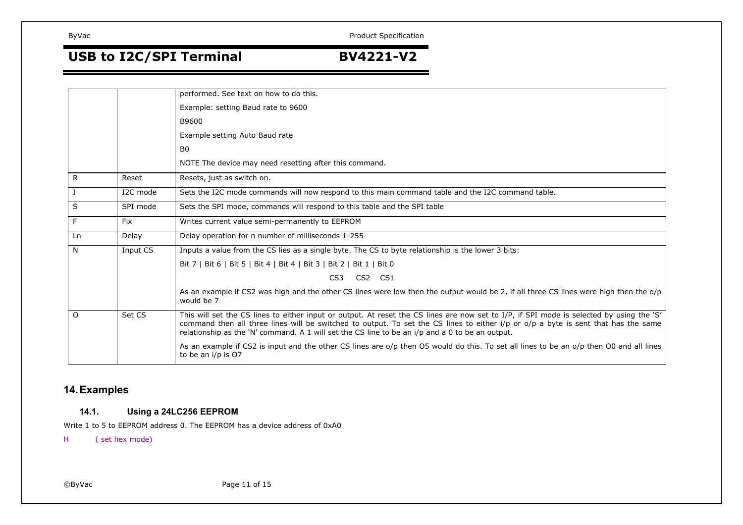| | | |
|---|---|---|
| | | performed. See text on how to do this.<br><br>Example: setting Baud rate to 9600<br><br>B9600<br><br>Example setting Auto Baud rate<br><br>B0<br><br>NOTE The device may need resetting after this command. |
| R | Reset | Resets, just as switch on. |
| I | I2C mode | Sets the I2C mode commands will now respond to this main command table and the I2C command table. |
| S | SPI mode | Sets the SPI mode, commands will respond to this table and the SPI table |
| F | Fix | Writes current value semi-permanently to EEPROM |
| Ln | Delay | Delay operation for n number of milliseconds 1-255 |
| N | Input CS | Inputs a value from the CS lies as a single byte. The CS to byte relationship is the lower 3 bits:<br><br>Bit 7 \| Bit 6 \| Bit 5 \| Bit 4 \| Bit 4 \| Bit 3 \| Bit 2 \| Bit 1 \| Bit 0<br><br>CS3 CS2 CS1<br><br>As an example if CS2 was high and the other CS lines were low then the output would be 2, if all three CS lines were high then the o/p would be 7 |
| O | Set CS | This will set the CS lines to either input or output. At reset the CS lines are now set to I/P, if SPI mode is selected by using the 'S' command then all three lines will be switched to output. To set the CS lines to either i/p or o/p a byte is sent that has the same relationship as the 'N' command. A 1 will set the CS line to be an i/p and a 0 to be an output.<br><br>As an example if CS2 is input and the other CS lines are o/p then O5 would do this. To set all lines to be an o/p then O0 and all lines to be an i/p is O7 |

# 14. Examples

## 14.1. Using a 24LC256 EEPROM

Write 1 to 5 to EEPROM address 0. The EEPROM has a device address of 0xA0

H ( set hex mode)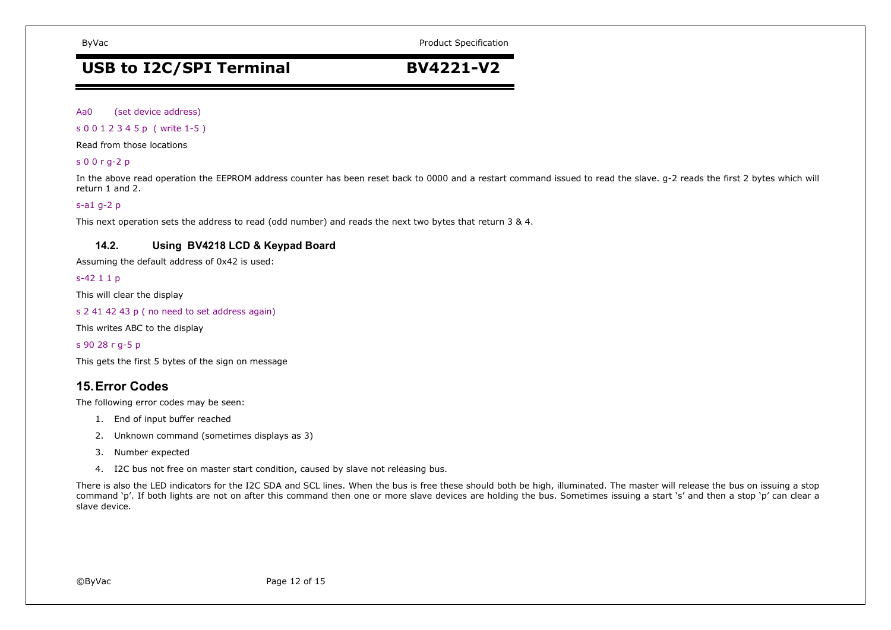Aa0 (set device address)

s 0 0 1 2 3 4 5 p ( write 1-5 )

Read from those locations

s 0 0 r g-2 p

In the above read operation the EEPROM address counter has been reset back to 0000 and a restart command issued to read the slave. g-2 reads the first 2 bytes which will return 1 and 2.

s-a1 g-2 p

This next operation sets the address to read (odd number) and reads the next two bytes that return 3 & 4.

### 14.2. Using BV4218 LCD & Keypad Board

Assuming the default address of 0x42 is used:

s-42 1 1 p

This will clear the display

s 2 41 42 43 p ( no need to set address again)

This writes ABC to the display

s 90 28 r g-5 p

This gets the first 5 bytes of the sign on message

## 15. Error Codes

The following error codes may be seen:

1. End of input buffer reached
2. Unknown command (sometimes displays as 3)
3. Number expected
4. I2C bus not free on master start condition, caused by slave not releasing bus.

There is also the LED indicators for the I2C SDA and SCL lines. When the bus is free these should both be high, illuminated. The master will release the bus on issuing a stop command 'p'. If both lights are not on after this command then one or more slave devices are holding the bus. Sometimes issuing a start 's' and then a stop 'p' can clear a slave device.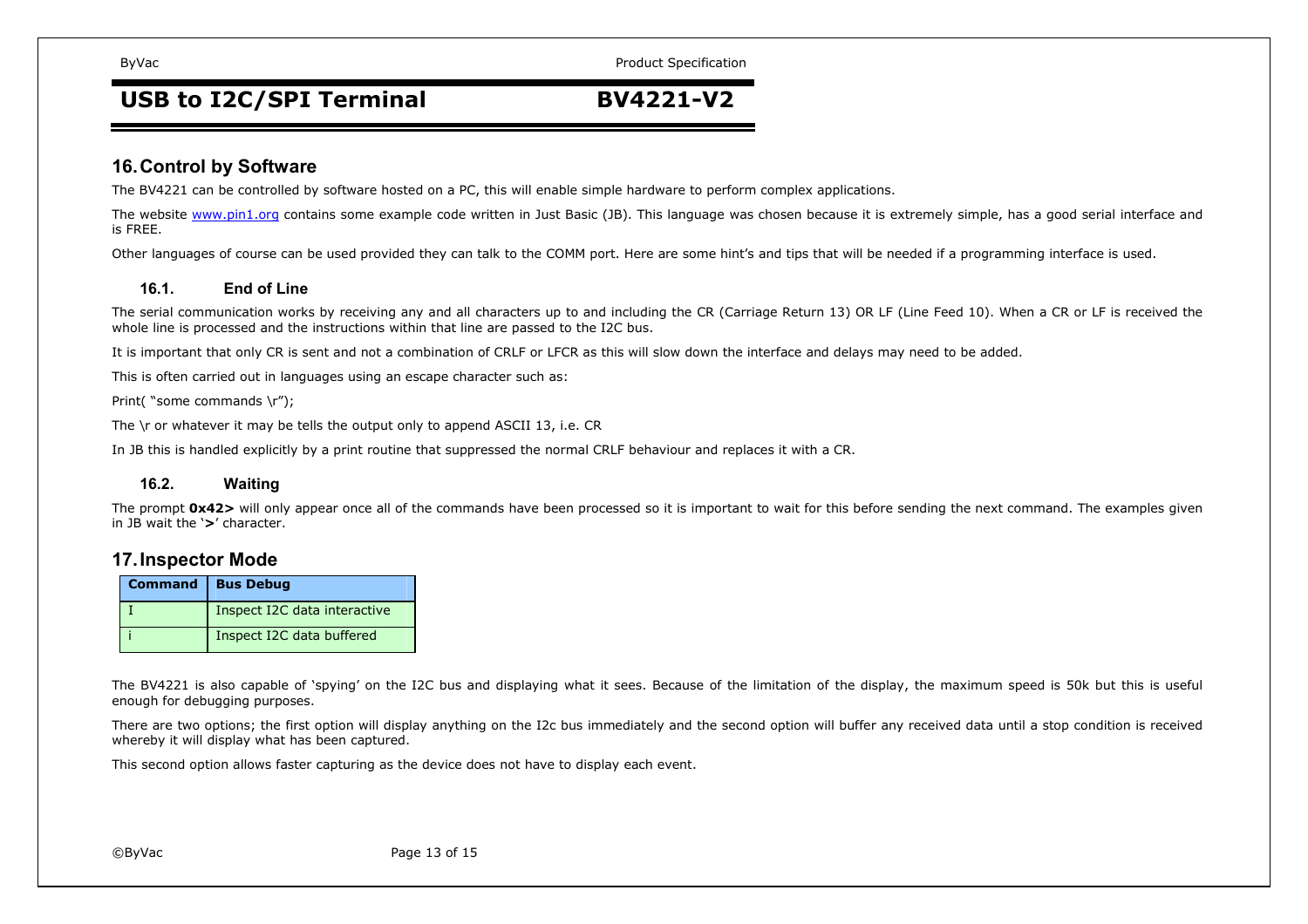## 16. Control by Software

The BV4221 can be controlled by software hosted on a PC, this will enable simple hardware to perform complex applications.

The website www.pin1.org contains some example code written in Just Basic (JB). This language was chosen because it is extremely simple, has a good serial interface and is FREE.

Other languages of course can be used provided they can talk to the COMM port. Here are some hint's and tips that will be needed if a programming interface is used.

### 16.1. End of Line

The serial communication works by receiving any and all characters up to and including the CR (Carriage Return 13) OR LF (Line Feed 10). When a CR or LF is received the whole line is processed and the instructions within that line are passed to the I2C bus.

It is important that only CR is sent and not a combination of CRLF or LFCR as this will slow down the interface and delays may need to be added.

This is often carried out in languages using an escape character such as:

Print( "some commands \r");

The \r or whatever it may be tells the output only to append ASCII 13, i.e. CR

In JB this is handled explicitly by a print routine that suppressed the normal CRLF behaviour and replaces it with a CR.

### 16.2. Waiting

The prompt **0x42>** will only appear once all of the commands have been processed so it is important to wait for this before sending the next command. The examples given in JB wait the '**>**' character.

## 17. Inspector Mode

| Command | Bus Debug |
|---|---|
| I | Inspect I2C data interactive |
| i | Inspect I2C data buffered |

The BV4221 is also capable of 'spying' on the I2C bus and displaying what it sees. Because of the limitation of the display, the maximum speed is 50k but this is useful enough for debugging purposes.

There are two options; the first option will display anything on the I2c bus immediately and the second option will buffer any received data until a stop condition is received whereby it will display what has been captured.

This second option allows faster capturing as the device does not have to display each event.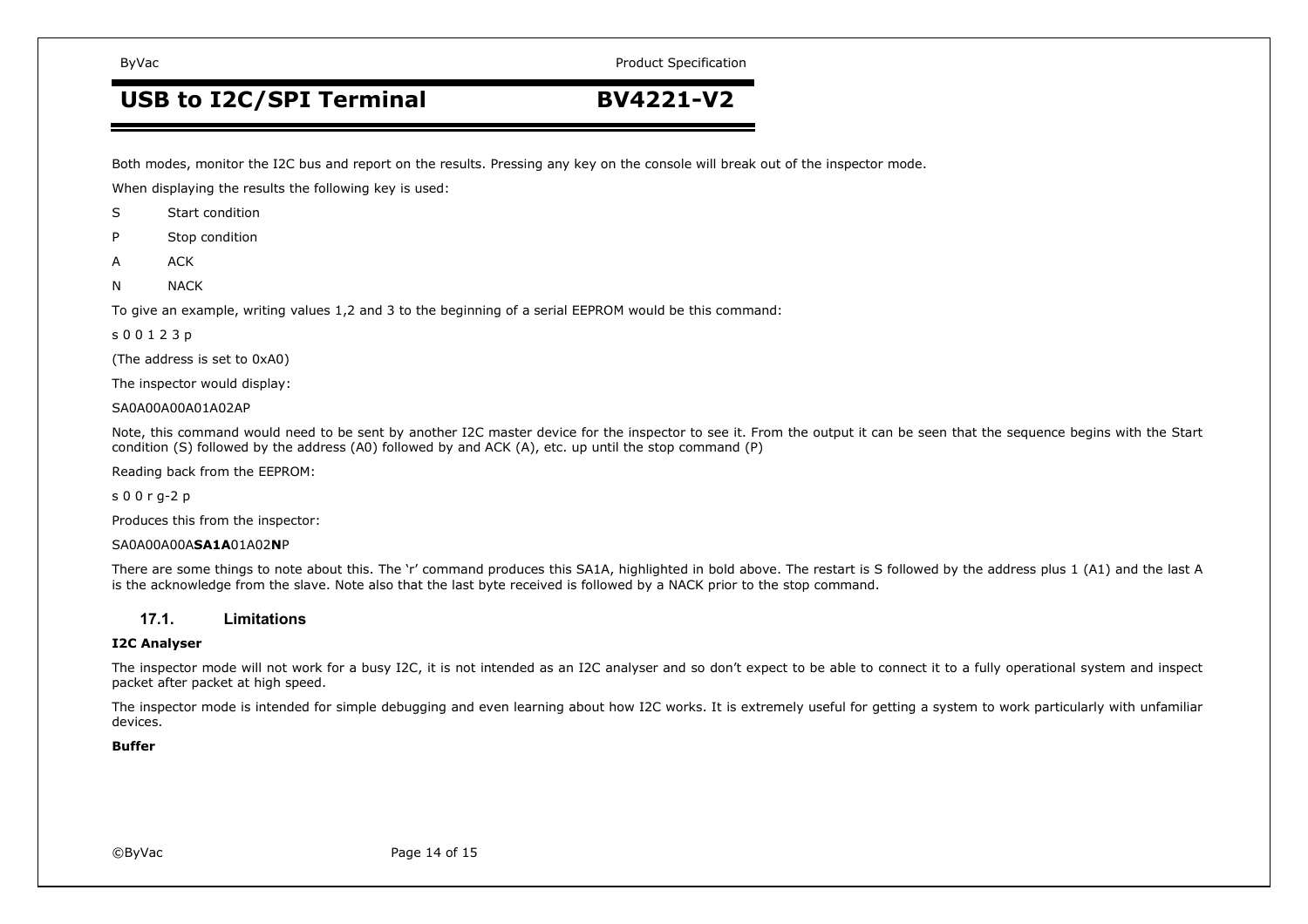Both modes, monitor the I2C bus and report on the results. Pressing any key on the console will break out of the inspector mode.

When displaying the results the following key is used:

S Start condition

P Stop condition

A ACK

N NACK

To give an example, writing values 1,2 and 3 to the beginning of a serial EEPROM would be this command:

s 0 0 1 2 3 p

(The address is set to 0xA0)

The inspector would display:

SA0A00A00A01A02AP

Note, this command would need to be sent by another I2C master device for the inspector to see it. From the output it can be seen that the sequence begins with the Start condition (S) followed by the address (A0) followed by and ACK (A), etc. up until the stop command (P)

Reading back from the EEPROM:

s 0 0 r g-2 p

Produces this from the inspector:

SA0A00A00A**SA1A**01A02**N**P

There are some things to note about this. The 'r' command produces this SA1A, highlighted in bold above. The restart is S followed by the address plus 1 (A1) and the last A is the acknowledge from the slave. Note also that the last byte received is followed by a NACK prior to the stop command.

### 17.1. Limitations

**I2C Analyser**

The inspector mode will not work for a busy I2C, it is not intended as an I2C analyser and so don't expect to be able to connect it to a fully operational system and inspect packet after packet at high speed.

The inspector mode is intended for simple debugging and even learning about how I2C works. It is extremely useful for getting a system to work particularly with unfamiliar devices.

**Buffer**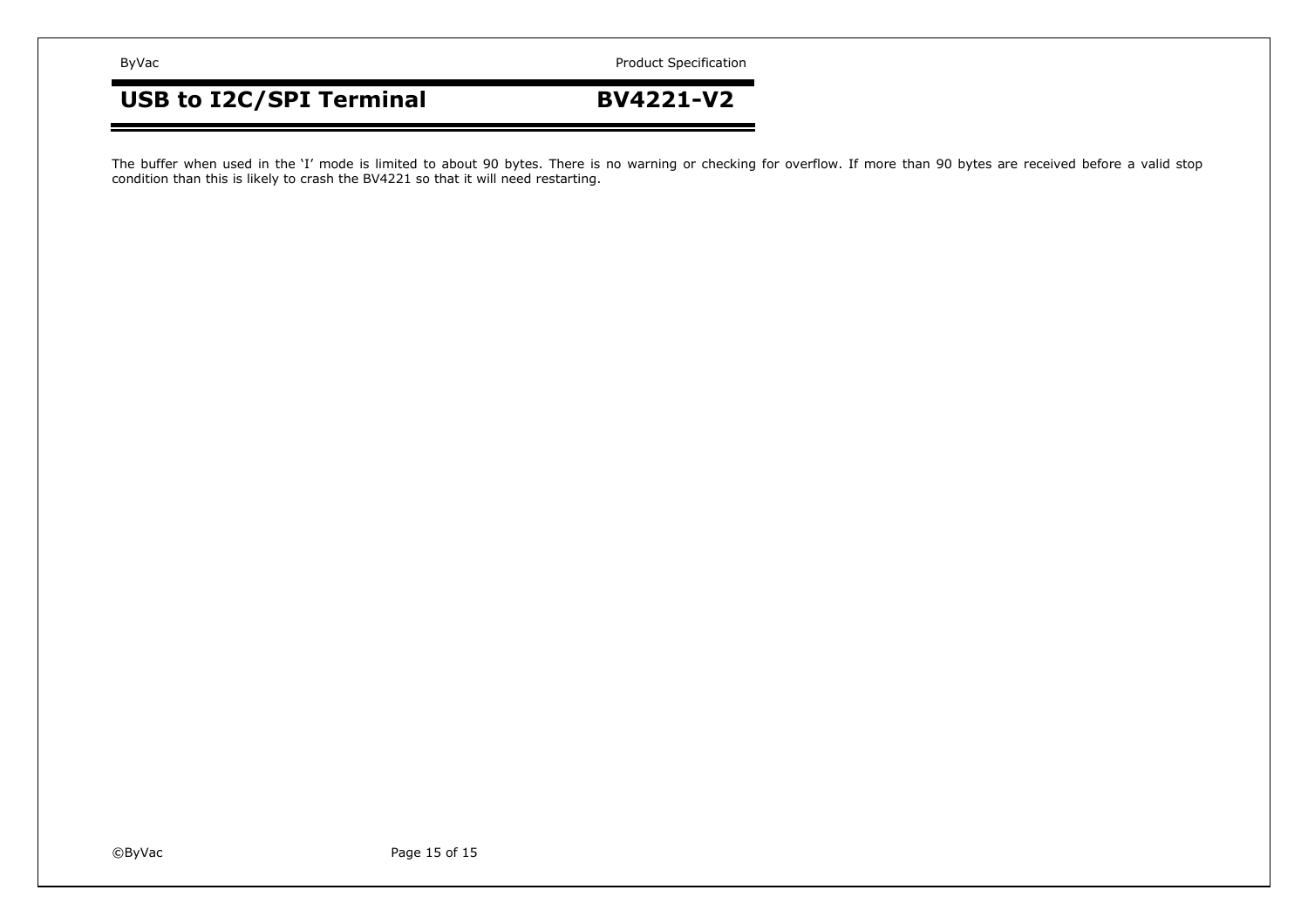The buffer when used in the 'I' mode is limited to about 90 bytes. There is no warning or checking for overflow. If more than 90 bytes are received before a valid stop condition than this is likely to crash the BV4221 so that it will need restarting.